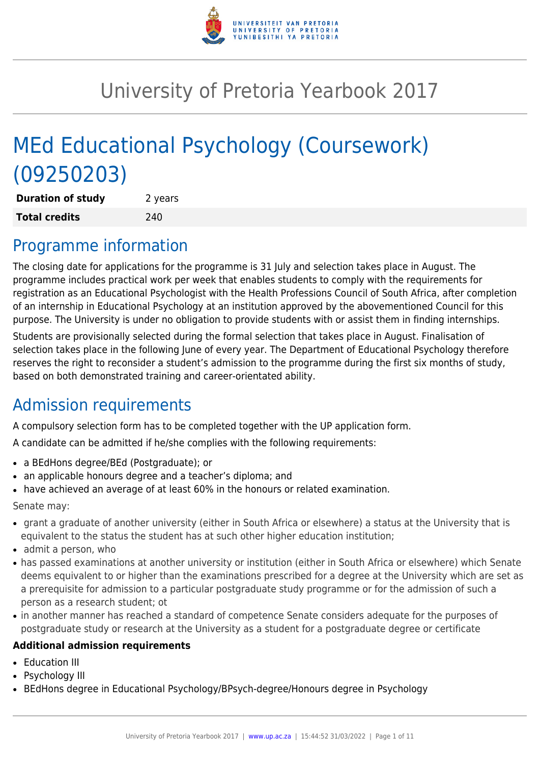# University of Pretoria Yearbook 2017

# MEd Educational Psychology (Coursework) (09250203)

| **Duration of study** | 2 years |
|---|---|
| **Total credits** | 240 |

## Programme information

The closing date for applications for the programme is 31 July and selection takes place in August. The programme includes practical work per week that enables students to comply with the requirements for registration as an Educational Psychologist with the Health Professions Council of South Africa, after completion of an internship in Educational Psychology at an institution approved by the abovementioned Council for this purpose. The University is under no obligation to provide students with or assist them in finding internships.

Students are provisionally selected during the formal selection that takes place in August. Finalisation of selection takes place in the following June of every year. The Department of Educational Psychology therefore reserves the right to reconsider a student's admission to the programme during the first six months of study, based on both demonstrated training and career-orientated ability.

## Admission requirements

A compulsory selection form has to be completed together with the UP application form.

A candidate can be admitted if he/she complies with the following requirements:

- a BEdHons degree/BEd (Postgraduate); or
- an applicable honours degree and a teacher's diploma; and
- have achieved an average of at least 60% in the honours or related examination.

Senate may:

- grant a graduate of another university (either in South Africa or elsewhere) a status at the University that is equivalent to the status the student has at such other higher education institution;
- admit a person, who
- has passed examinations at another university or institution (either in South Africa or elsewhere) which Senate deems equivalent to or higher than the examinations prescribed for a degree at the University which are set as a prerequisite for admission to a particular postgraduate study programme or for the admission of such a person as a research student; ot
- in another manner has reached a standard of competence Senate considers adequate for the purposes of postgraduate study or research at the University as a student for a postgraduate degree or certificate

**Additional admission requirements**

- Education III
- Psychology III
- BEdHons degree in Educational Psychology/BPsych-degree/Honours degree in Psychology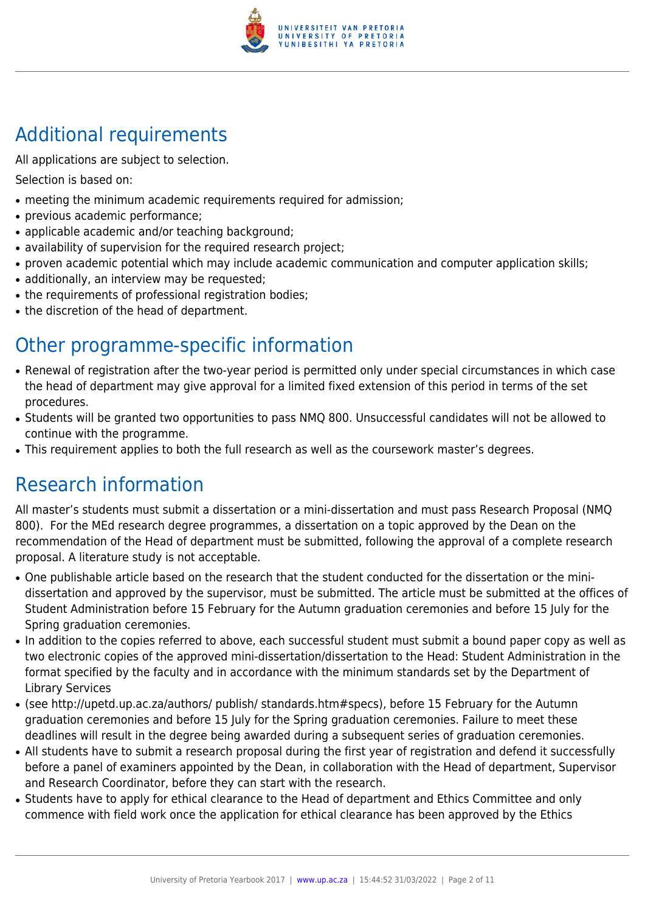## Additional requirements

All applications are subject to selection.

Selection is based on:

- meeting the minimum academic requirements required for admission;
- previous academic performance;
- applicable academic and/or teaching background;
- availability of supervision for the required research project;
- proven academic potential which may include academic communication and computer application skills;
- additionally, an interview may be requested;
- the requirements of professional registration bodies;
- the discretion of the head of department.

## Other programme-specific information

- Renewal of registration after the two-year period is permitted only under special circumstances in which case the head of department may give approval for a limited fixed extension of this period in terms of the set procedures.
- Students will be granted two opportunities to pass NMQ 800. Unsuccessful candidates will not be allowed to continue with the programme.
- This requirement applies to both the full research as well as the coursework master's degrees.

## Research information

All master's students must submit a dissertation or a mini-dissertation and must pass Research Proposal (NMQ 800). For the MEd research degree programmes, a dissertation on a topic approved by the Dean on the recommendation of the Head of department must be submitted, following the approval of a complete research proposal. A literature study is not acceptable.

- One publishable article based on the research that the student conducted for the dissertation or the mini-dissertation and approved by the supervisor, must be submitted. The article must be submitted at the offices of Student Administration before 15 February for the Autumn graduation ceremonies and before 15 July for the Spring graduation ceremonies.
- In addition to the copies referred to above, each successful student must submit a bound paper copy as well as two electronic copies of the approved mini-dissertation/dissertation to the Head: Student Administration in the format specified by the faculty and in accordance with the minimum standards set by the Department of Library Services
- (see http://upetd.up.ac.za/authors/ publish/ standards.htm#specs), before 15 February for the Autumn graduation ceremonies and before 15 July for the Spring graduation ceremonies. Failure to meet these deadlines will result in the degree being awarded during a subsequent series of graduation ceremonies.
- All students have to submit a research proposal during the first year of registration and defend it successfully before a panel of examiners appointed by the Dean, in collaboration with the Head of department, Supervisor and Research Coordinator, before they can start with the research.
- Students have to apply for ethical clearance to the Head of department and Ethics Committee and only commence with field work once the application for ethical clearance has been approved by the Ethics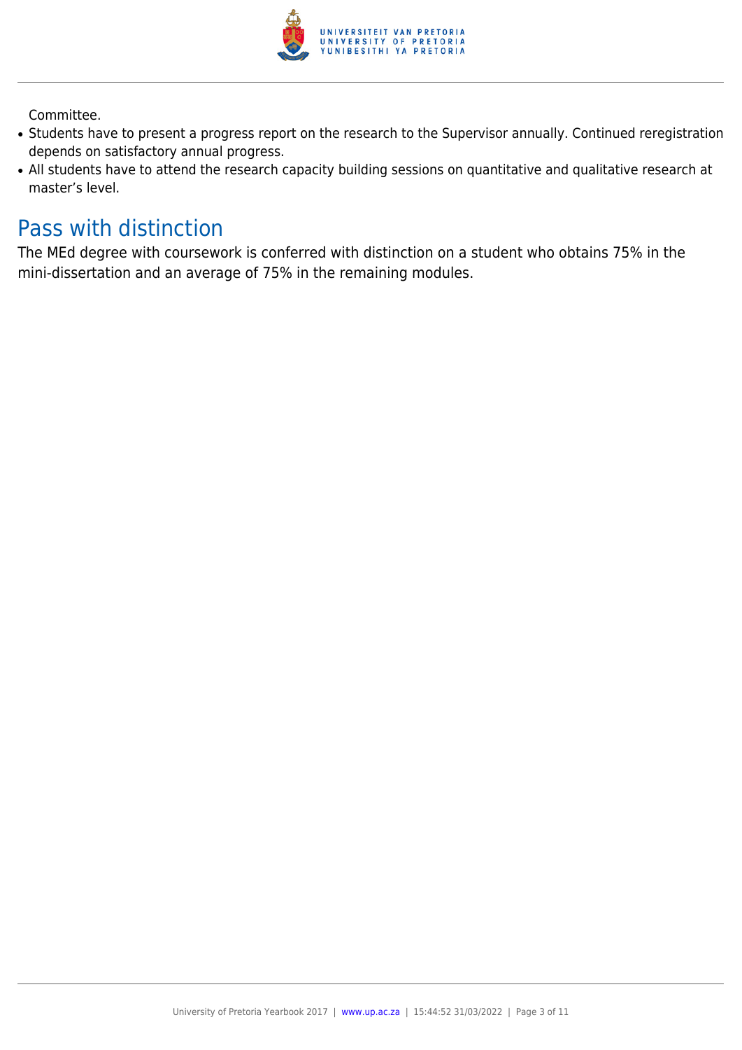Committee.

- Students have to present a progress report on the research to the Supervisor annually. Continued reregistration depends on satisfactory annual progress.
- All students have to attend the research capacity building sessions on quantitative and qualitative research at master's level.

## Pass with distinction

The MEd degree with coursework is conferred with distinction on a student who obtains 75% in the mini-dissertation and an average of 75% in the remaining modules.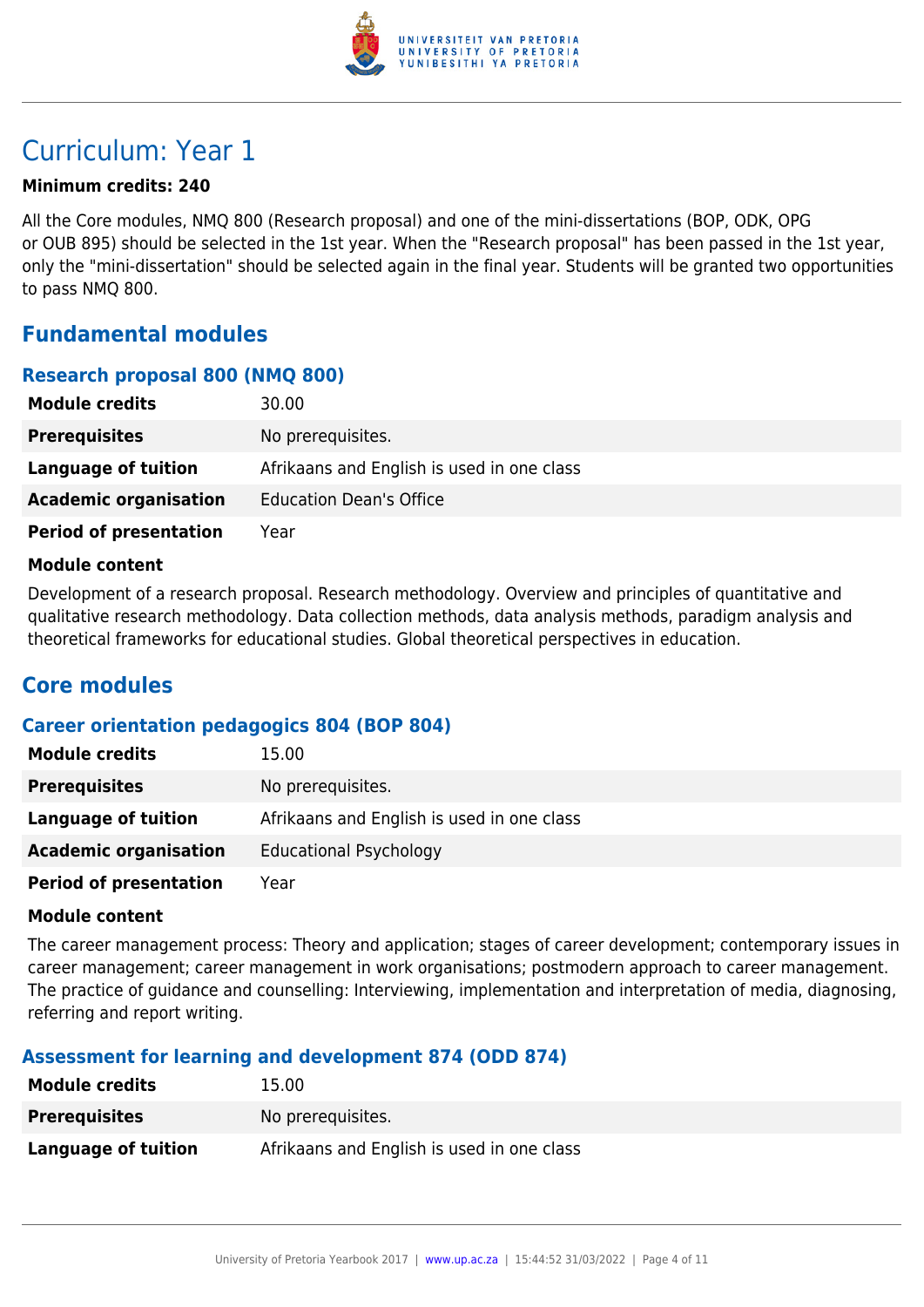# Curriculum: Year 1

**Minimum credits: 240**

All the Core modules, NMQ 800 (Research proposal) and one of the mini-dissertations (BOP, ODK, OPG or OUB 895) should be selected in the 1st year. When the "Research proposal" has been passed in the 1st year, only the "mini-dissertation" should be selected again in the final year. Students will be granted two opportunities to pass NMQ 800.

## Fundamental modules

### Research proposal 800 (NMQ 800)

| | |
|---|---|
| **Module credits** | 30.00 |
| **Prerequisites** | No prerequisites. |
| **Language of tuition** | Afrikaans and English is used in one class |
| **Academic organisation** | Education Dean's Office |
| **Period of presentation** | Year |

**Module content**

Development of a research proposal. Research methodology. Overview and principles of quantitative and qualitative research methodology. Data collection methods, data analysis methods, paradigm analysis and theoretical frameworks for educational studies. Global theoretical perspectives in education.

## Core modules

### Career orientation pedagogics 804 (BOP 804)

| | |
|---|---|
| **Module credits** | 15.00 |
| **Prerequisites** | No prerequisites. |
| **Language of tuition** | Afrikaans and English is used in one class |
| **Academic organisation** | Educational Psychology |
| **Period of presentation** | Year |

**Module content**

The career management process: Theory and application; stages of career development; contemporary issues in career management; career management in work organisations; postmodern approach to career management. The practice of guidance and counselling: Interviewing, implementation and interpretation of media, diagnosing, referring and report writing.

### Assessment for learning and development 874 (ODD 874)

| | |
|---|---|
| **Module credits** | 15.00 |
| **Prerequisites** | No prerequisites. |
| **Language of tuition** | Afrikaans and English is used in one class |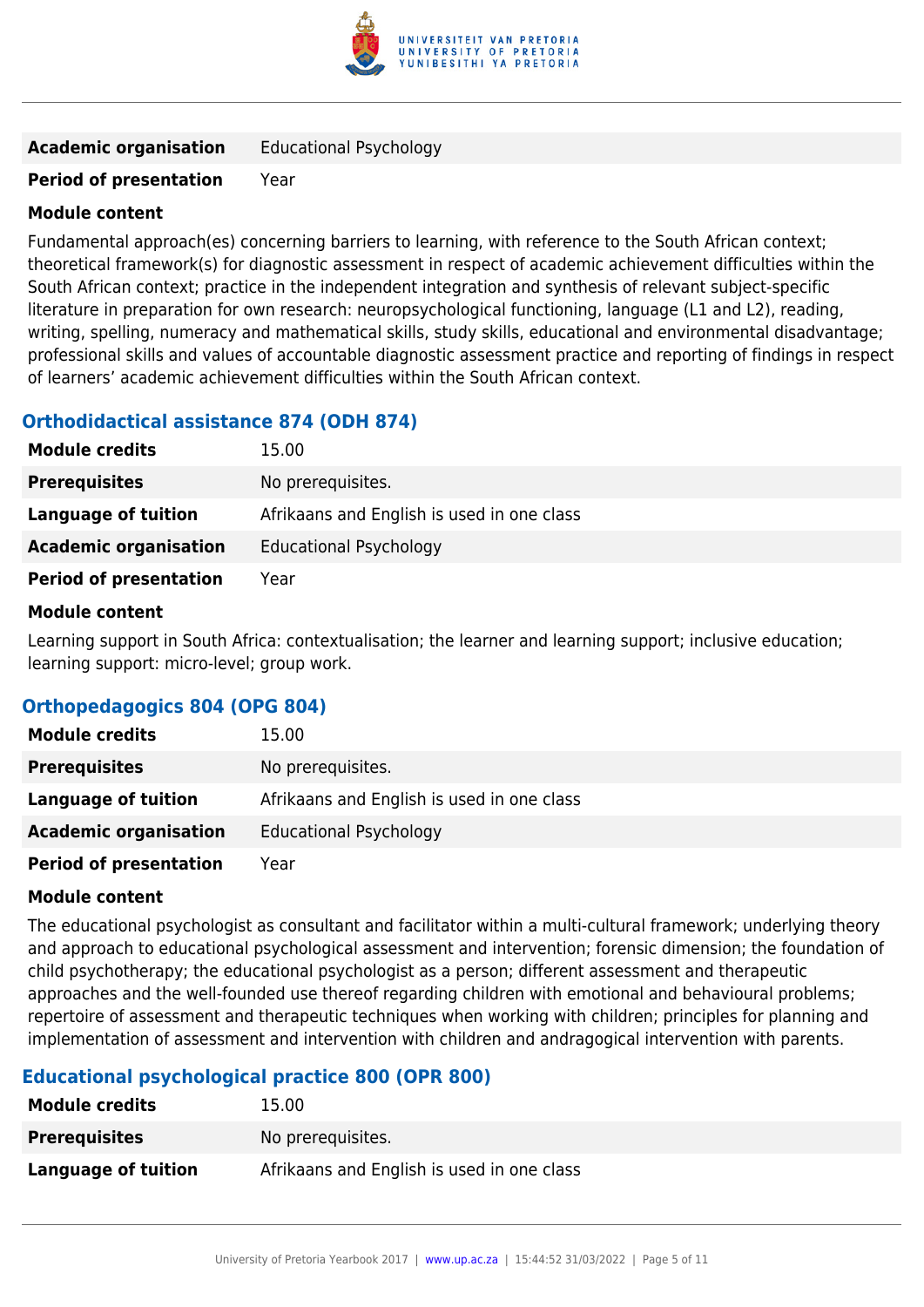| | |
|---|---|
| **Academic organisation** | Educational Psychology |
| **Period of presentation** | Year |

**Module content**

Fundamental approach(es) concerning barriers to learning, with reference to the South African context; theoretical framework(s) for diagnostic assessment in respect of academic achievement difficulties within the South African context; practice in the independent integration and synthesis of relevant subject-specific literature in preparation for own research: neuropsychological functioning, language (L1 and L2), reading, writing, spelling, numeracy and mathematical skills, study skills, educational and environmental disadvantage; professional skills and values of accountable diagnostic assessment practice and reporting of findings in respect of learners' academic achievement difficulties within the South African context.

### Orthodidactical assistance 874 (ODH 874)

| | |
|---|---|
| **Module credits** | 15.00 |
| **Prerequisites** | No prerequisites. |
| **Language of tuition** | Afrikaans and English is used in one class |
| **Academic organisation** | Educational Psychology |
| **Period of presentation** | Year |

**Module content**

Learning support in South Africa: contextualisation; the learner and learning support; inclusive education; learning support: micro-level; group work.

### Orthopedagogics 804 (OPG 804)

| | |
|---|---|
| **Module credits** | 15.00 |
| **Prerequisites** | No prerequisites. |
| **Language of tuition** | Afrikaans and English is used in one class |
| **Academic organisation** | Educational Psychology |
| **Period of presentation** | Year |

**Module content**

The educational psychologist as consultant and facilitator within a multi-cultural framework; underlying theory and approach to educational psychological assessment and intervention; forensic dimension; the foundation of child psychotherapy; the educational psychologist as a person; different assessment and therapeutic approaches and the well-founded use thereof regarding children with emotional and behavioural problems; repertoire of assessment and therapeutic techniques when working with children; principles for planning and implementation of assessment and intervention with children and andragogical intervention with parents.

### Educational psychological practice 800 (OPR 800)

| | |
|---|---|
| **Module credits** | 15.00 |
| **Prerequisites** | No prerequisites. |
| **Language of tuition** | Afrikaans and English is used in one class |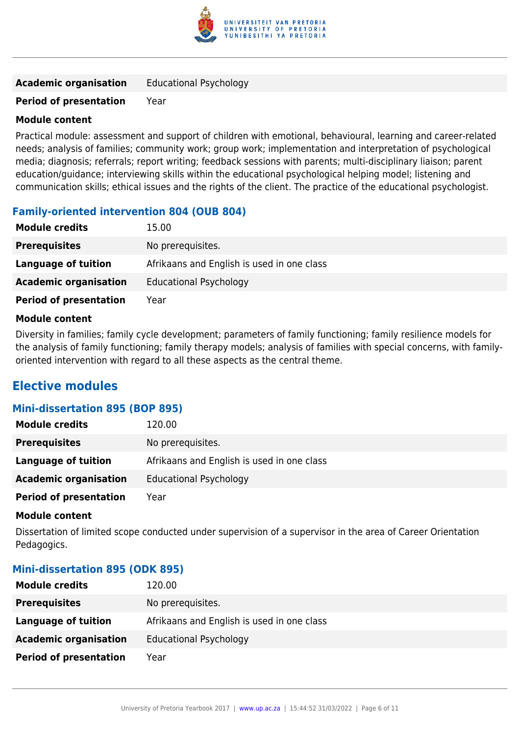| | |
|---|---|
| **Academic organisation** | Educational Psychology |
| **Period of presentation** | Year |

**Module content**

Practical module: assessment and support of children with emotional, behavioural, learning and career-related needs; analysis of families; community work; group work; implementation and interpretation of psychological media; diagnosis; referrals; report writing; feedback sessions with parents; multi-disciplinary liaison; parent education/guidance; interviewing skills within the educational psychological helping model; listening and communication skills; ethical issues and the rights of the client. The practice of the educational psychologist.

### Family-oriented intervention 804 (OUB 804)

| | |
|---|---|
| **Module credits** | 15.00 |
| **Prerequisites** | No prerequisites. |
| **Language of tuition** | Afrikaans and English is used in one class |
| **Academic organisation** | Educational Psychology |
| **Period of presentation** | Year |

**Module content**

Diversity in families; family cycle development; parameters of family functioning; family resilience models for the analysis of family functioning; family therapy models; analysis of families with special concerns, with family-oriented intervention with regard to all these aspects as the central theme.

## Elective modules

### Mini-dissertation 895 (BOP 895)

| | |
|---|---|
| **Module credits** | 120.00 |
| **Prerequisites** | No prerequisites. |
| **Language of tuition** | Afrikaans and English is used in one class |
| **Academic organisation** | Educational Psychology |
| **Period of presentation** | Year |

**Module content**

Dissertation of limited scope conducted under supervision of a supervisor in the area of Career Orientation Pedagogics.

### Mini-dissertation 895 (ODK 895)

| | |
|---|---|
| **Module credits** | 120.00 |
| **Prerequisites** | No prerequisites. |
| **Language of tuition** | Afrikaans and English is used in one class |
| **Academic organisation** | Educational Psychology |
| **Period of presentation** | Year |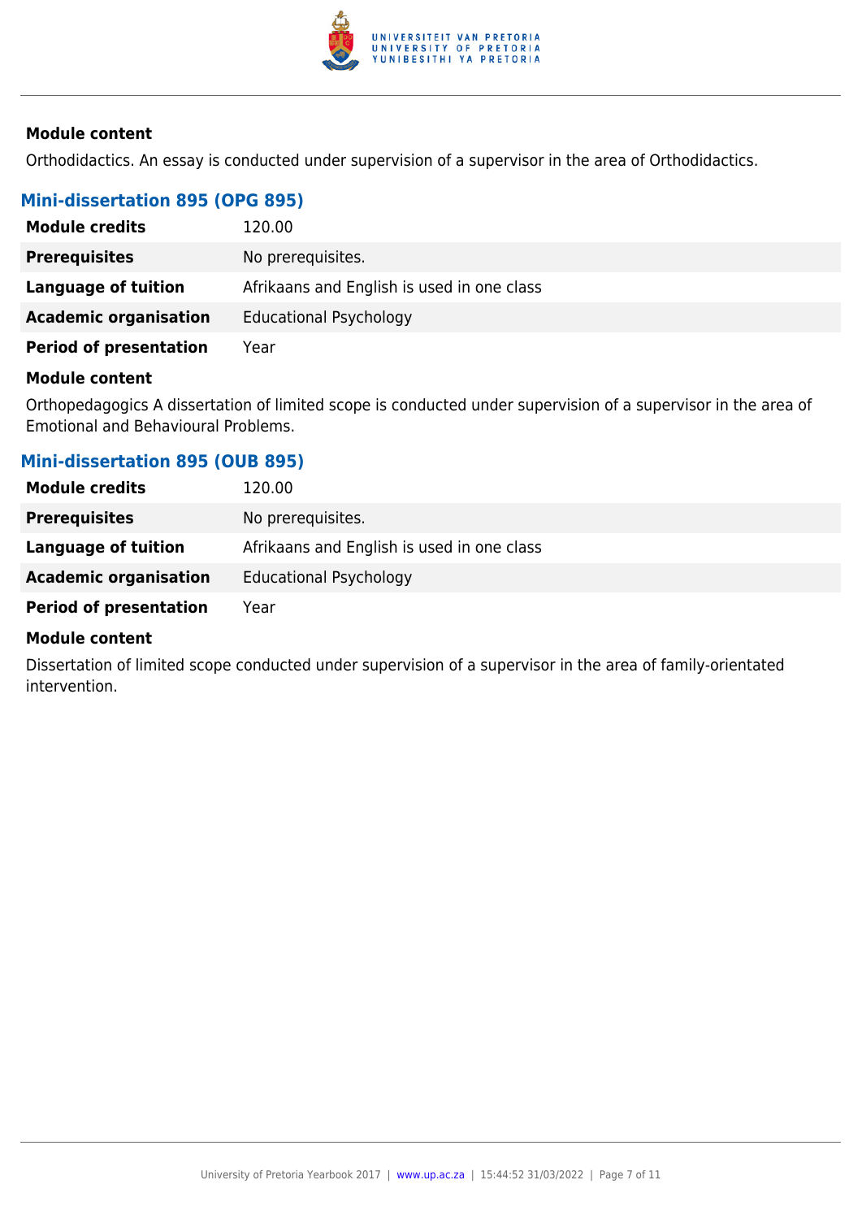**Module content**

Orthodidactics. An essay is conducted under supervision of a supervisor in the area of Orthodidactics.

### Mini-dissertation 895 (OPG 895)

| | |
|---|---|
| **Module credits** | 120.00 |
| **Prerequisites** | No prerequisites. |
| **Language of tuition** | Afrikaans and English is used in one class |
| **Academic organisation** | Educational Psychology |
| **Period of presentation** | Year |

**Module content**

Orthopedagogics A dissertation of limited scope is conducted under supervision of a supervisor in the area of Emotional and Behavioural Problems.

### Mini-dissertation 895 (OUB 895)

| | |
|---|---|
| **Module credits** | 120.00 |
| **Prerequisites** | No prerequisites. |
| **Language of tuition** | Afrikaans and English is used in one class |
| **Academic organisation** | Educational Psychology |
| **Period of presentation** | Year |

**Module content**

Dissertation of limited scope conducted under supervision of a supervisor in the area of family-orientated intervention.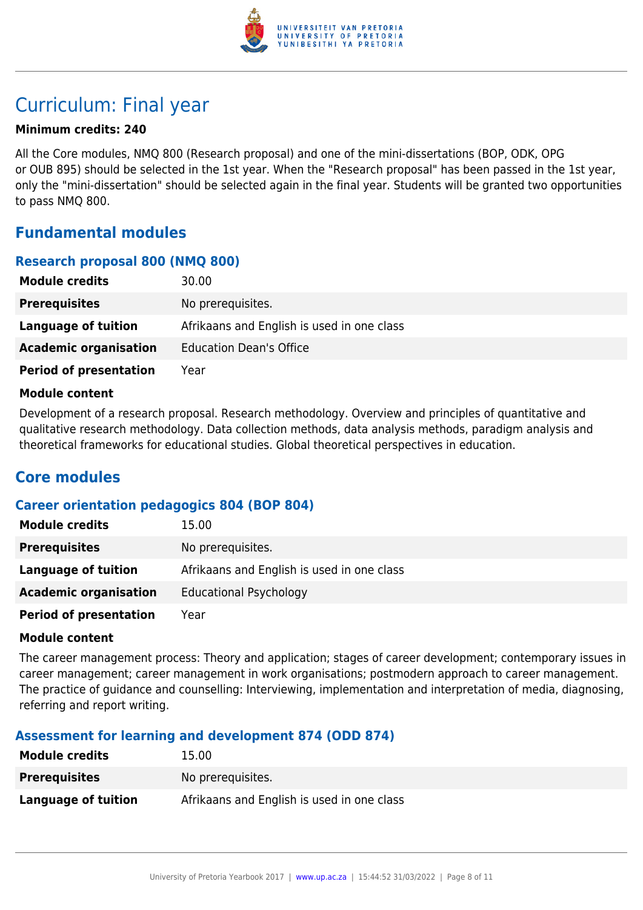# Curriculum: Final year

**Minimum credits: 240**

All the Core modules, NMQ 800 (Research proposal) and one of the mini-dissertations (BOP, ODK, OPG or OUB 895) should be selected in the 1st year. When the "Research proposal" has been passed in the 1st year, only the "mini-dissertation" should be selected again in the final year. Students will be granted two opportunities to pass NMQ 800.

## Fundamental modules

### Research proposal 800 (NMQ 800)

| | |
|---|---|
| **Module credits** | 30.00 |
| **Prerequisites** | No prerequisites. |
| **Language of tuition** | Afrikaans and English is used in one class |
| **Academic organisation** | Education Dean's Office |
| **Period of presentation** | Year |

**Module content**

Development of a research proposal. Research methodology. Overview and principles of quantitative and qualitative research methodology. Data collection methods, data analysis methods, paradigm analysis and theoretical frameworks for educational studies. Global theoretical perspectives in education.

## Core modules

### Career orientation pedagogics 804 (BOP 804)

| | |
|---|---|
| **Module credits** | 15.00 |
| **Prerequisites** | No prerequisites. |
| **Language of tuition** | Afrikaans and English is used in one class |
| **Academic organisation** | Educational Psychology |
| **Period of presentation** | Year |

**Module content**

The career management process: Theory and application; stages of career development; contemporary issues in career management; career management in work organisations; postmodern approach to career management. The practice of guidance and counselling: Interviewing, implementation and interpretation of media, diagnosing, referring and report writing.

### Assessment for learning and development 874 (ODD 874)

| | |
|---|---|
| **Module credits** | 15.00 |
| **Prerequisites** | No prerequisites. |
| **Language of tuition** | Afrikaans and English is used in one class |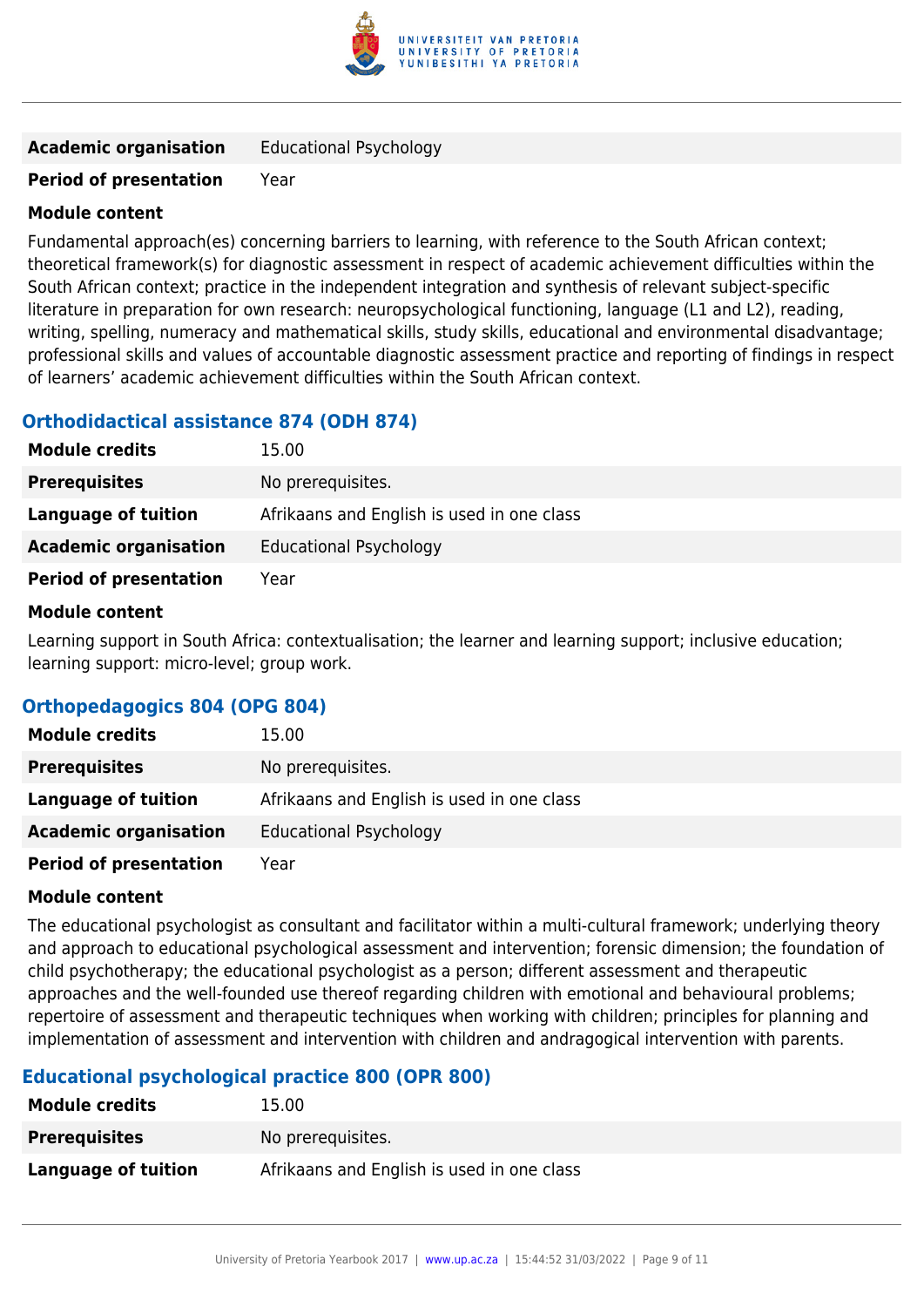| | |
|---|---|
| **Academic organisation** | Educational Psychology |
| **Period of presentation** | Year |

**Module content**

Fundamental approach(es) concerning barriers to learning, with reference to the South African context; theoretical framework(s) for diagnostic assessment in respect of academic achievement difficulties within the South African context; practice in the independent integration and synthesis of relevant subject-specific literature in preparation for own research: neuropsychological functioning, language (L1 and L2), reading, writing, spelling, numeracy and mathematical skills, study skills, educational and environmental disadvantage; professional skills and values of accountable diagnostic assessment practice and reporting of findings in respect of learners' academic achievement difficulties within the South African context.

### Orthodidactical assistance 874 (ODH 874)

| | |
|---|---|
| **Module credits** | 15.00 |
| **Prerequisites** | No prerequisites. |
| **Language of tuition** | Afrikaans and English is used in one class |
| **Academic organisation** | Educational Psychology |
| **Period of presentation** | Year |

**Module content**

Learning support in South Africa: contextualisation; the learner and learning support; inclusive education; learning support: micro-level; group work.

### Orthopedagogics 804 (OPG 804)

| | |
|---|---|
| **Module credits** | 15.00 |
| **Prerequisites** | No prerequisites. |
| **Language of tuition** | Afrikaans and English is used in one class |
| **Academic organisation** | Educational Psychology |
| **Period of presentation** | Year |

**Module content**

The educational psychologist as consultant and facilitator within a multi-cultural framework; underlying theory and approach to educational psychological assessment and intervention; forensic dimension; the foundation of child psychotherapy; the educational psychologist as a person; different assessment and therapeutic approaches and the well-founded use thereof regarding children with emotional and behavioural problems; repertoire of assessment and therapeutic techniques when working with children; principles for planning and implementation of assessment and intervention with children and andragogical intervention with parents.

### Educational psychological practice 800 (OPR 800)

| | |
|---|---|
| **Module credits** | 15.00 |
| **Prerequisites** | No prerequisites. |
| **Language of tuition** | Afrikaans and English is used in one class |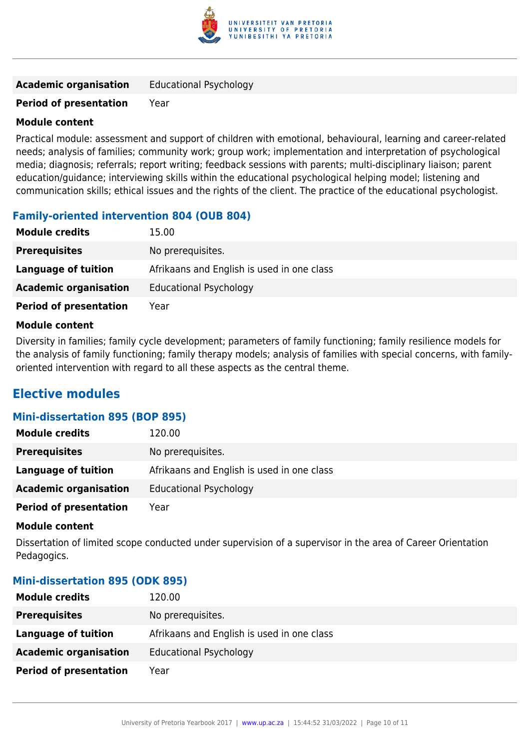| | |
|---|---|
| **Academic organisation** | Educational Psychology |
| **Period of presentation** | Year |

**Module content**

Practical module: assessment and support of children with emotional, behavioural, learning and career-related needs; analysis of families; community work; group work; implementation and interpretation of psychological media; diagnosis; referrals; report writing; feedback sessions with parents; multi-disciplinary liaison; parent education/guidance; interviewing skills within the educational psychological helping model; listening and communication skills; ethical issues and the rights of the client. The practice of the educational psychologist.

### Family-oriented intervention 804 (OUB 804)

| | |
|---|---|
| **Module credits** | 15.00 |
| **Prerequisites** | No prerequisites. |
| **Language of tuition** | Afrikaans and English is used in one class |
| **Academic organisation** | Educational Psychology |
| **Period of presentation** | Year |

**Module content**

Diversity in families; family cycle development; parameters of family functioning; family resilience models for the analysis of family functioning; family therapy models; analysis of families with special concerns, with family-oriented intervention with regard to all these aspects as the central theme.

## Elective modules

### Mini-dissertation 895 (BOP 895)

| | |
|---|---|
| **Module credits** | 120.00 |
| **Prerequisites** | No prerequisites. |
| **Language of tuition** | Afrikaans and English is used in one class |
| **Academic organisation** | Educational Psychology |
| **Period of presentation** | Year |

**Module content**

Dissertation of limited scope conducted under supervision of a supervisor in the area of Career Orientation Pedagogics.

### Mini-dissertation 895 (ODK 895)

| | |
|---|---|
| **Module credits** | 120.00 |
| **Prerequisites** | No prerequisites. |
| **Language of tuition** | Afrikaans and English is used in one class |
| **Academic organisation** | Educational Psychology |
| **Period of presentation** | Year |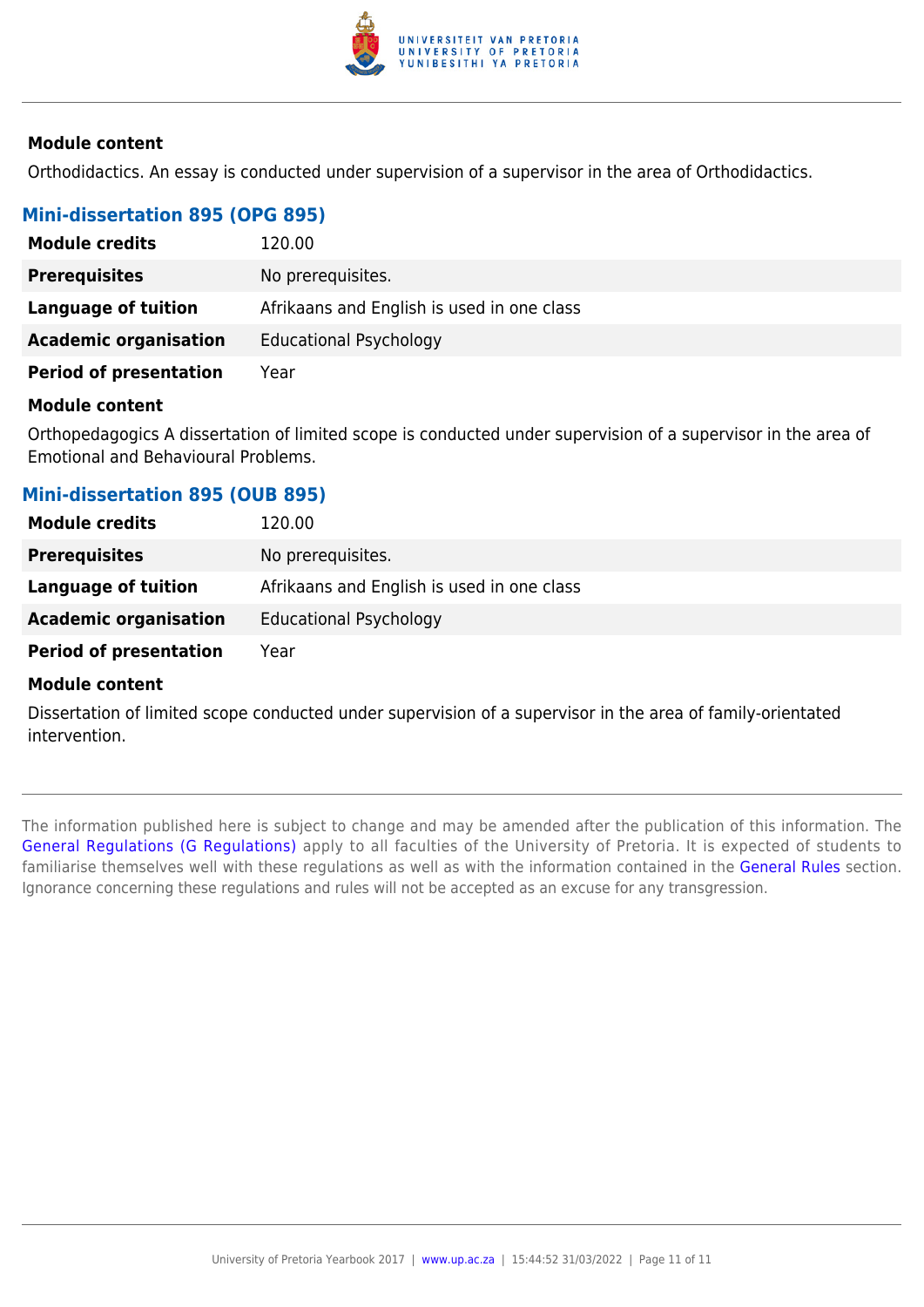**Module content**

Orthodidactics. An essay is conducted under supervision of a supervisor in the area of Orthodidactics.

### Mini-dissertation 895 (OPG 895)

| | |
|---|---|
| **Module credits** | 120.00 |
| **Prerequisites** | No prerequisites. |
| **Language of tuition** | Afrikaans and English is used in one class |
| **Academic organisation** | Educational Psychology |
| **Period of presentation** | Year |

**Module content**

Orthopedagogics A dissertation of limited scope is conducted under supervision of a supervisor in the area of Emotional and Behavioural Problems.

### Mini-dissertation 895 (OUB 895)

| | |
|---|---|
| **Module credits** | 120.00 |
| **Prerequisites** | No prerequisites. |
| **Language of tuition** | Afrikaans and English is used in one class |
| **Academic organisation** | Educational Psychology |
| **Period of presentation** | Year |

**Module content**

Dissertation of limited scope conducted under supervision of a supervisor in the area of family-orientated intervention.

---

The information published here is subject to change and may be amended after the publication of this information. The General Regulations (G Regulations) apply to all faculties of the University of Pretoria. It is expected of students to familiarise themselves well with these regulations as well as with the information contained in the General Rules section. Ignorance concerning these regulations and rules will not be accepted as an excuse for any transgression.